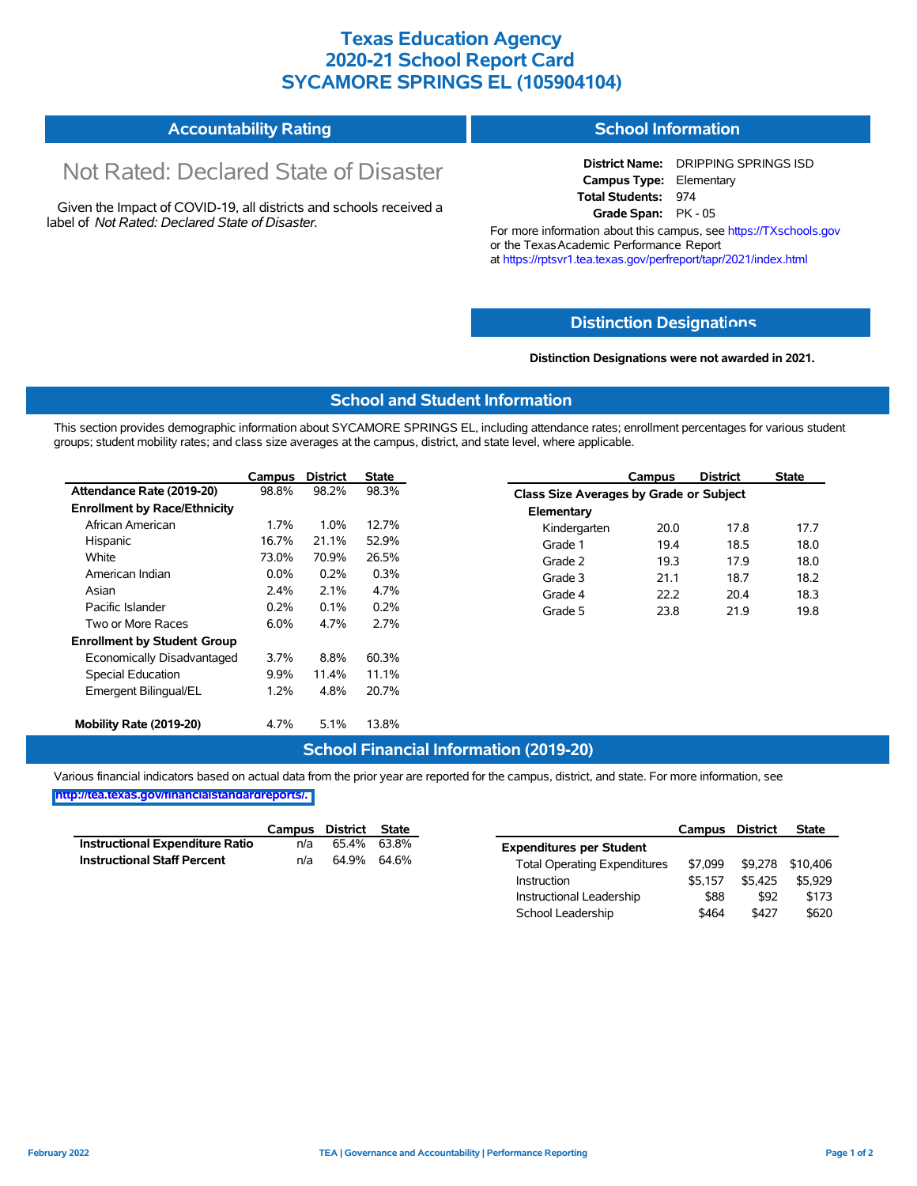# Texas Education Agency
# 2020-21 School Report Card
# SYCAMORE SPRINGS EL (105904104)

## Accountability Rating

Not Rated: Declared State of Disaster

Given the Impact of COVID-19, all districts and schools received a label of *Not Rated: Declared State of Disaster*.

## School Information

**District Name:** DRIPPING SPRINGS ISD
**Campus Type:** Elementary
**Total Students:** 974
**Grade Span:** PK - 05

For more information about this campus, see https://TXschools.gov or the Texas Academic Performance Report at https://rptsvr1.tea.texas.gov/perfreport/tapr/2021/index.html

## Distinction Designations

**Distinction Designations were not awarded in 2021.**

## School and Student Information

This section provides demographic information about SYCAMORE SPRINGS EL, including attendance rates; enrollment percentages for various student groups; student mobility rates; and class size averages at the campus, district, and state level, where applicable.

| | Campus | District | State |
|---|---|---|---|
| **Attendance Rate (2019-20)** | 98.8% | 98.2% | 98.3% |
| **Enrollment by Race/Ethnicity** | | | |
| African American | 1.7% | 1.0% | 12.7% |
| Hispanic | 16.7% | 21.1% | 52.9% |
| White | 73.0% | 70.9% | 26.5% |
| American Indian | 0.0% | 0.2% | 0.3% |
| Asian | 2.4% | 2.1% | 4.7% |
| Pacific Islander | 0.2% | 0.1% | 0.2% |
| Two or More Races | 6.0% | 4.7% | 2.7% |
| **Enrollment by Student Group** | | | |
| Economically Disadvantaged | 3.7% | 8.8% | 60.3% |
| Special Education | 9.9% | 11.4% | 11.1% |
| Emergent Bilingual/EL | 1.2% | 4.8% | 20.7% |
| **Mobility Rate (2019-20)** | 4.7% | 5.1% | 13.8% |

| | Campus | District | State |
|---|---|---|---|
| **Class Size Averages by Grade or Subject** | | | |
| **Elementary** | | | |
| Kindergarten | 20.0 | 17.8 | 17.7 |
| Grade 1 | 19.4 | 18.5 | 18.0 |
| Grade 2 | 19.3 | 17.9 | 18.0 |
| Grade 3 | 21.1 | 18.7 | 18.2 |
| Grade 4 | 22.2 | 20.4 | 18.3 |
| Grade 5 | 23.8 | 21.9 | 19.8 |

## School Financial Information (2019-20)

Various financial indicators based on actual data from the prior year are reported for the campus, district, and state. For more information, see http://tea.texas.gov/financialstandardreports/.

| | Campus | District | State |
|---|---|---|---|
| **Instructional Expenditure Ratio** | n/a | 65.4% | 63.8% |
| **Instructional Staff Percent** | n/a | 64.9% | 64.6% |

| | Campus | District | State |
|---|---|---|---|
| **Expenditures per Student** | | | |
| Total Operating Expenditures | $7,099 | $9,278 | $10,406 |
| Instruction | $5,157 | $5,425 | $5,929 |
| Instructional Leadership | $88 | $92 | $173 |
| School Leadership | $464 | $427 | $620 |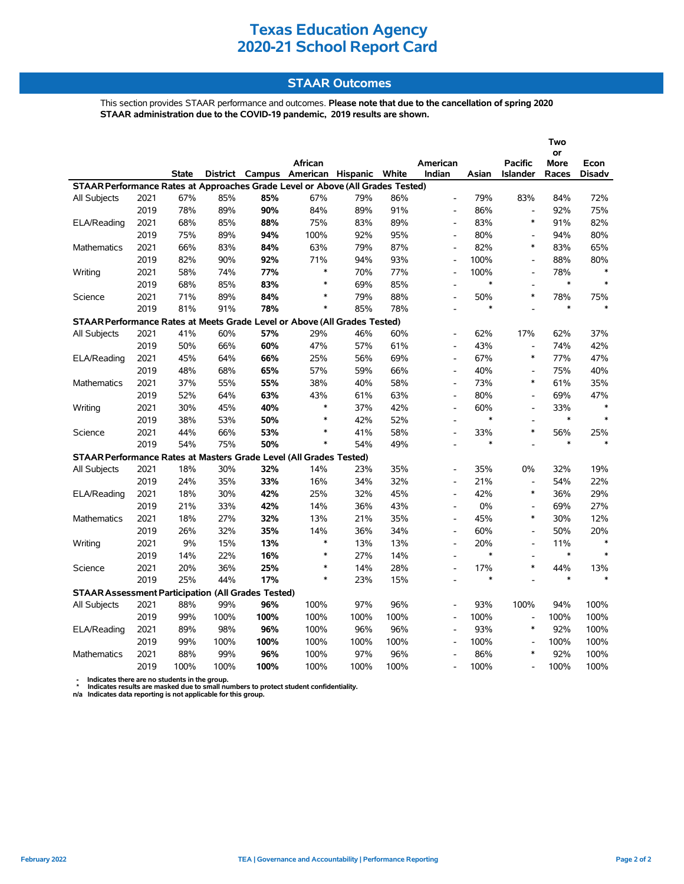# Texas Education Agency
# 2020-21 School Report Card

## STAAR Outcomes

This section provides STAAR performance and outcomes. **Please note that due to the cancellation of spring 2020 STAAR administration due to the COVID-19 pandemic, 2019 results are shown.**

| | | State | District | Campus | African American | Hispanic | White | American Indian | Asian | Pacific Islander | Two or More Races | Econ Disadv |
|---|---|---|---|---|---|---|---|---|---|---|---|---|
| **STAAR Performance Rates at Approaches Grade Level or Above (All Grades Tested)** | | | | | | | | | | | | |
| All Subjects | 2021 | 67% | 85% | **85%** | 67% | 79% | 86% | - | 79% | 83% | 84% | 72% |
| | 2019 | 78% | 89% | **90%** | 84% | 89% | 91% | - | 86% | - | 92% | 75% |
| ELA/Reading | 2021 | 68% | 85% | **88%** | 75% | 83% | 89% | - | 83% | * | 91% | 82% |
| | 2019 | 75% | 89% | **94%** | 100% | 92% | 95% | - | 80% | - | 94% | 80% |
| Mathematics | 2021 | 66% | 83% | **84%** | 63% | 79% | 87% | - | 82% | * | 83% | 65% |
| | 2019 | 82% | 90% | **92%** | 71% | 94% | 93% | - | 100% | - | 88% | 80% |
| Writing | 2021 | 58% | 74% | **77%** | * | 70% | 77% | - | 100% | - | 78% | * |
| | 2019 | 68% | 85% | **83%** | * | 69% | 85% | - | * | - | * | * |
| Science | 2021 | 71% | 89% | **84%** | * | 79% | 88% | - | 50% | * | 78% | 75% |
| | 2019 | 81% | 91% | **78%** | * | 85% | 78% | - | * | - | * | * |
| **STAAR Performance Rates at Meets Grade Level or Above (All Grades Tested)** | | | | | | | | | | | | |
| All Subjects | 2021 | 41% | 60% | **57%** | 29% | 46% | 60% | - | 62% | 17% | 62% | 37% |
| | 2019 | 50% | 66% | **60%** | 47% | 57% | 61% | - | 43% | - | 74% | 42% |
| ELA/Reading | 2021 | 45% | 64% | **66%** | 25% | 56% | 69% | - | 67% | * | 77% | 47% |
| | 2019 | 48% | 68% | **65%** | 57% | 59% | 66% | - | 40% | - | 75% | 40% |
| Mathematics | 2021 | 37% | 55% | **55%** | 38% | 40% | 58% | - | 73% | * | 61% | 35% |
| | 2019 | 52% | 64% | **63%** | 43% | 61% | 63% | - | 80% | - | 69% | 47% |
| Writing | 2021 | 30% | 45% | **40%** | * | 37% | 42% | - | 60% | - | 33% | * |
| | 2019 | 38% | 53% | **50%** | * | 42% | 52% | - | * | - | * | * |
| Science | 2021 | 44% | 66% | **53%** | * | 41% | 58% | - | 33% | * | 56% | 25% |
| | 2019 | 54% | 75% | **50%** | * | 54% | 49% | - | * | - | * | * |
| **STAAR Performance Rates at Masters Grade Level (All Grades Tested)** | | | | | | | | | | | | |
| All Subjects | 2021 | 18% | 30% | **32%** | 14% | 23% | 35% | - | 35% | 0% | 32% | 19% |
| | 2019 | 24% | 35% | **33%** | 16% | 34% | 32% | - | 21% | - | 54% | 22% |
| ELA/Reading | 2021 | 18% | 30% | **42%** | 25% | 32% | 45% | - | 42% | * | 36% | 29% |
| | 2019 | 21% | 33% | **42%** | 14% | 36% | 43% | - | 0% | - | 69% | 27% |
| Mathematics | 2021 | 18% | 27% | **32%** | 13% | 21% | 35% | - | 45% | * | 30% | 12% |
| | 2019 | 26% | 32% | **35%** | 14% | 36% | 34% | - | 60% | - | 50% | 20% |
| Writing | 2021 | 9% | 15% | **13%** | * | 13% | 13% | - | 20% | - | 11% | * |
| | 2019 | 14% | 22% | **16%** | * | 27% | 14% | - | * | - | * | * |
| Science | 2021 | 20% | 36% | **25%** | * | 14% | 28% | - | 17% | * | 44% | 13% |
| | 2019 | 25% | 44% | **17%** | * | 23% | 15% | - | * | - | * | * |
| **STAAR Assessment Participation (All Grades Tested)** | | | | | | | | | | | | |
| All Subjects | 2021 | 88% | 99% | **96%** | 100% | 97% | 96% | - | 93% | 100% | 94% | 100% |
| | 2019 | 99% | 100% | **100%** | 100% | 100% | 100% | - | 100% | - | 100% | 100% |
| ELA/Reading | 2021 | 89% | 98% | **96%** | 100% | 96% | 96% | - | 93% | * | 92% | 100% |
| | 2019 | 99% | 100% | **100%** | 100% | 100% | 100% | - | 100% | - | 100% | 100% |
| Mathematics | 2021 | 88% | 99% | **96%** | 100% | 97% | 96% | - | 86% | * | 92% | 100% |
| | 2019 | 100% | 100% | **100%** | 100% | 100% | 100% | - | 100% | - | 100% | 100% |

**- Indicates there are no students in the group.**
**\* Indicates results are masked due to small numbers to protect student confidentiality.**
**n/a Indicates data reporting is not applicable for this group.**